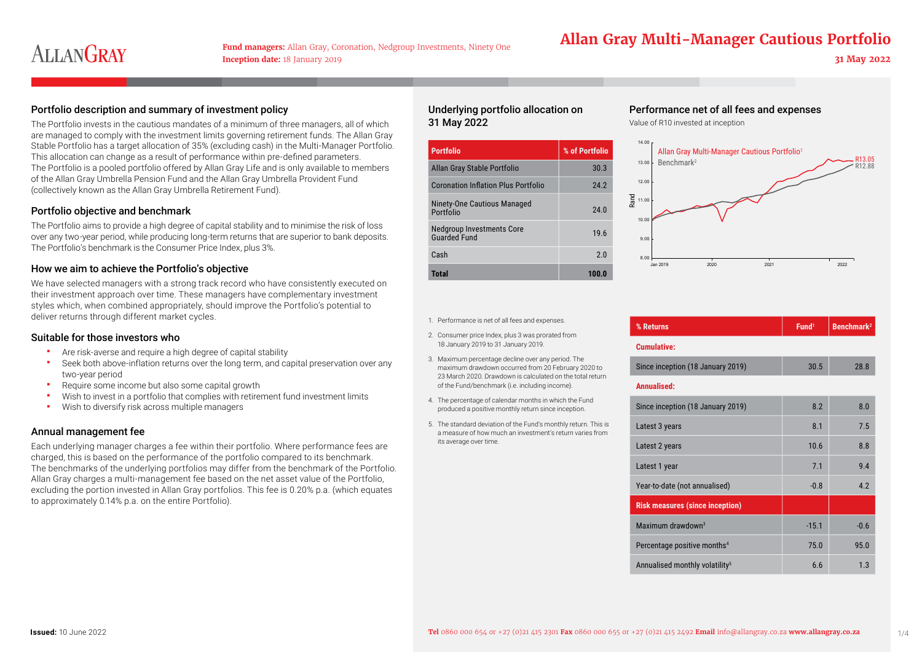# Allan Gray Multi-Manager Cautious Portfolio

**Fund managers:** Allan Gray, Coronation, Nedgroup Investments, Ninety One
**Inception date:** 18 January 2019

**31 May 2022**

## Portfolio description and summary of investment policy

The Portfolio invests in the cautious mandates of a minimum of three managers, all of which are managed to comply with the investment limits governing retirement funds. The Allan Gray Stable Portfolio has a target allocation of 35% (excluding cash) in the Multi-Manager Portfolio. This allocation can change as a result of performance within pre-defined parameters.
The Portfolio is a pooled portfolio offered by Allan Gray Life and is only available to members of the Allan Gray Umbrella Pension Fund and the Allan Gray Umbrella Provident Fund (collectively known as the Allan Gray Umbrella Retirement Fund).

## Portfolio objective and benchmark

The Portfolio aims to provide a high degree of capital stability and to minimise the risk of loss over any two-year period, while producing long-term returns that are superior to bank deposits. The Portfolio's benchmark is the Consumer Price Index, plus 3%.

## How we aim to achieve the Portfolio's objective

We have selected managers with a strong track record who have consistently executed on their investment approach over time. These managers have complementary investment styles which, when combined appropriately, should improve the Portfolio's potential to deliver returns through different market cycles.

## Suitable for those investors who

- Are risk-averse and require a high degree of capital stability
- Seek both above-inflation returns over the long term, and capital preservation over any two-year period
- Require some income but also some capital growth
- Wish to invest in a portfolio that complies with retirement fund investment limits
- Wish to diversify risk across multiple managers

## Annual management fee

Each underlying manager charges a fee within their portfolio. Where performance fees are charged, this is based on the performance of the portfolio compared to its benchmark. The benchmarks of the underlying portfolios may differ from the benchmark of the Portfolio. Allan Gray charges a multi-management fee based on the net asset value of the Portfolio, excluding the portion invested in Allan Gray portfolios. This fee is 0.20% p.a. (which equates to approximately 0.14% p.a. on the entire Portfolio).

## Underlying portfolio allocation on 31 May 2022

| Portfolio | % of Portfolio |
|---|---|
| Allan Gray Stable Portfolio | 30.3 |
| Coronation Inflation Plus Portfolio | 24.2 |
| Ninety-One Cautious Managed Portfolio | 24.0 |
| Nedgroup Investments Core Guarded Fund | 19.6 |
| Cash | 2.0 |
| **Total** | **100.0** |

## Performance net of all fees and expenses

Value of R10 invested at inception

Allan Gray Multi-Manager Cautious Portfolio[1]: R13.05
Benchmark[2]: R12.88

| % Returns | Fund[1] | Benchmark[2] |
|---|---|---|
| **Cumulative:** | | |
| Since inception (18 January 2019) | 30.5 | 28.8 |
| **Annualised:** | | |
| Since inception (18 January 2019) | 8.2 | 8.0 |
| Latest 3 years | 8.1 | 7.5 |
| Latest 2 years | 10.6 | 8.8 |
| Latest 1 year | 7.1 | 9.4 |
| Year-to-date (not annualised) | -0.8 | 4.2 |
| **Risk measures (since inception)** | | |
| Maximum drawdown[3] | -15.1 | -0.6 |
| Percentage positive months[4] | 75.0 | 95.0 |
| Annualised monthly volatility[5] | 6.6 | 1.3 |

1. Performance is net of all fees and expenses.
2. Consumer price Index, plus 3 was prorated from 18 January 2019 to 31 January 2019.
3. Maximum percentage decline over any period. The maximum drawdown occurred from 20 February 2020 to 23 March 2020. Drawdown is calculated on the total return of the Fund/benchmark (i.e. including income).
4. The percentage of calendar months in which the Fund produced a positive monthly return since inception.
5. The standard deviation of the Fund's monthly return. This is a measure of how much an investment's return varies from its average over time.

**Issued:** 10 June 2022

**Tel** 0860 000 654 or +27 (0)21 415 2301 **Fax** 0860 000 655 or +27 (0)21 415 2492 **Email** info@allangray.co.za **www.allangray.co.za**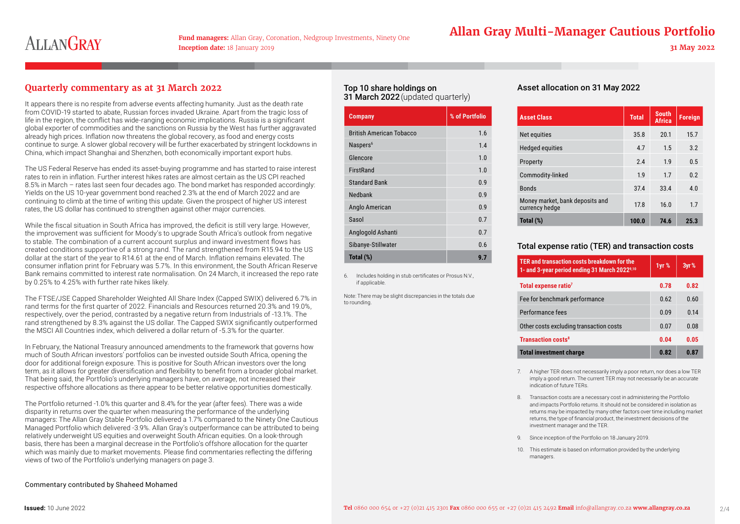# Allan Gray Multi-Manager Cautious Portfolio

**Fund managers:** Allan Gray, Coronation, Nedgroup Investments, Ninety One
**Inception date:** 18 January 2019

31 May 2022

## Quarterly commentary as at 31 March 2022

It appears there is no respite from adverse events affecting humanity. Just as the death rate from COVID-19 started to abate, Russian forces invaded Ukraine. Apart from the tragic loss of life in the region, the conflict has wide-ranging economic implications. Russia is a significant global exporter of commodities and the sanctions on Russia by the West has further aggravated already high prices. Inflation now threatens the global recovery, as food and energy costs continue to surge. A slower global recovery will be further exacerbated by stringent lockdowns in China, which impact Shanghai and Shenzhen, both economically important export hubs.

The US Federal Reserve has ended its asset-buying programme and has started to raise interest rates to rein in inflation. Further interest hikes rates are almost certain as the US CPI reached 8.5% in March – rates last seen four decades ago. The bond market has responded accordingly: Yields on the US 10-year government bond reached 2.3% at the end of March 2022 and are continuing to climb at the time of writing this update. Given the prospect of higher US interest rates, the US dollar has continued to strengthen against other major currencies.

While the fiscal situation in South Africa has improved, the deficit is still very large. However, the improvement was sufficient for Moody's to upgrade South Africa's outlook from negative to stable. The combination of a current account surplus and inward investment flows has created conditions supportive of a strong rand. The rand strengthened from R15.94 to the US dollar at the start of the year to R14.61 at the end of March. Inflation remains elevated. The consumer inflation print for February was 5.7%. In this environment, the South African Reserve Bank remains committed to interest rate normalisation. On 24 March, it increased the repo rate by 0.25% to 4.25% with further rate hikes likely.

The FTSE/JSE Capped Shareholder Weighted All Share Index (Capped SWIX) delivered 6.7% in rand terms for the first quarter of 2022. Financials and Resources returned 20.3% and 19.0%, respectively, over the period, contrasted by a negative return from Industrials of -13.1%. The rand strengthened by 8.3% against the US dollar. The Capped SWIX significantly outperformed the MSCI All Countries index, which delivered a dollar return of -5.3% for the quarter.

In February, the National Treasury announced amendments to the framework that governs how much of South African investors' portfolios can be invested outside South Africa, opening the door for additional foreign exposure. This is positive for South African investors over the long term, as it allows for greater diversification and flexibility to benefit from a broader global market. That being said, the Portfolio's underlying managers have, on average, not increased their respective offshore allocations as there appear to be better relative opportunities domestically.

The Portfolio returned -1.0% this quarter and 8.4% for the year (after fees). There was a wide disparity in returns over the quarter when measuring the performance of the underlying managers: The Allan Gray Stable Portfolio delivered a 1.7% compared to the Ninety One Cautious Managed Portfolio which delivered -3.9%. Allan Gray's outperformance can be attributed to being relatively underweight US equities and overweight South African equities. On a look-through basis, there has been a marginal decrease in the Portfolio's offshore allocation for the quarter which was mainly due to market movements. Please find commentaries reflecting the differing views of two of the Portfolio's underlying managers on page 3.

Commentary contributed by Shaheed Mohamed

### Top 10 share holdings on 31 March 2022 (updated quarterly)

| Company | % of Portfolio |
|---|---|
| British American Tobacco | 1.6 |
| Naspers[6] | 1.4 |
| Glencore | 1.0 |
| FirstRand | 1.0 |
| Standard Bank | 0.9 |
| Nedbank | 0.9 |
| Anglo American | 0.9 |
| Sasol | 0.7 |
| Anglogold Ashanti | 0.7 |
| Sibanye-Stillwater | 0.6 |
| **Total (%)** | **9.7** |

6. Includes holding in stub certificates or Prosus N.V., if applicable.

Note: There may be slight discrepancies in the totals due to rounding.

### Asset allocation on 31 May 2022

| Asset Class | Total | South Africa | Foreign |
|---|---|---|---|
| Net equities | 35.8 | 20.1 | 15.7 |
| Hedged equities | 4.7 | 1.5 | 3.2 |
| Property | 2.4 | 1.9 | 0.5 |
| Commodity-linked | 1.9 | 1.7 | 0.2 |
| Bonds | 37.4 | 33.4 | 4.0 |
| Money market, bank deposits and currency hedge | 17.8 | 16.0 | 1.7 |
| **Total (%)** | **100.0** | **74.6** | **25.3** |

### Total expense ratio (TER) and transaction costs

| TER and transaction costs breakdown for the 1- and 3-year period ending 31 March 2022[9,10] | 1yr % | 3yr % |
|---|---|---|
| **Total expense ratio[7]** | **0.78** | **0.82** |
| Fee for benchmark performance | 0.62 | 0.60 |
| Performance fees | 0.09 | 0.14 |
| Other costs excluding transaction costs | 0.07 | 0.08 |
| **Transaction costs[8]** | **0.04** | **0.05** |
| **Total investment charge** | **0.82** | **0.87** |

7. A higher TER does not necessarily imply a poor return, nor does a low TER imply a good return. The current TER may not necessarily be an accurate indication of future TERs.
8. Transaction costs are a necessary cost in administering the Portfolio and impacts Portfolio returns. It should not be considered in isolation as returns may be impacted by many other factors over time including market returns, the type of financial product, the investment decisions of the investment manager and the TER.
9. Since inception of the Portfolio on 18 January 2019.
10. This estimate is based on information provided by the underlying managers.

**Issued:** 10 June 2022

**Tel** 0860 000 654 or +27 (0)21 415 2301 **Fax** 0860 000 655 or +27 (0)21 415 2492 **Email** info@allangray.co.za **www.allangray.co.za**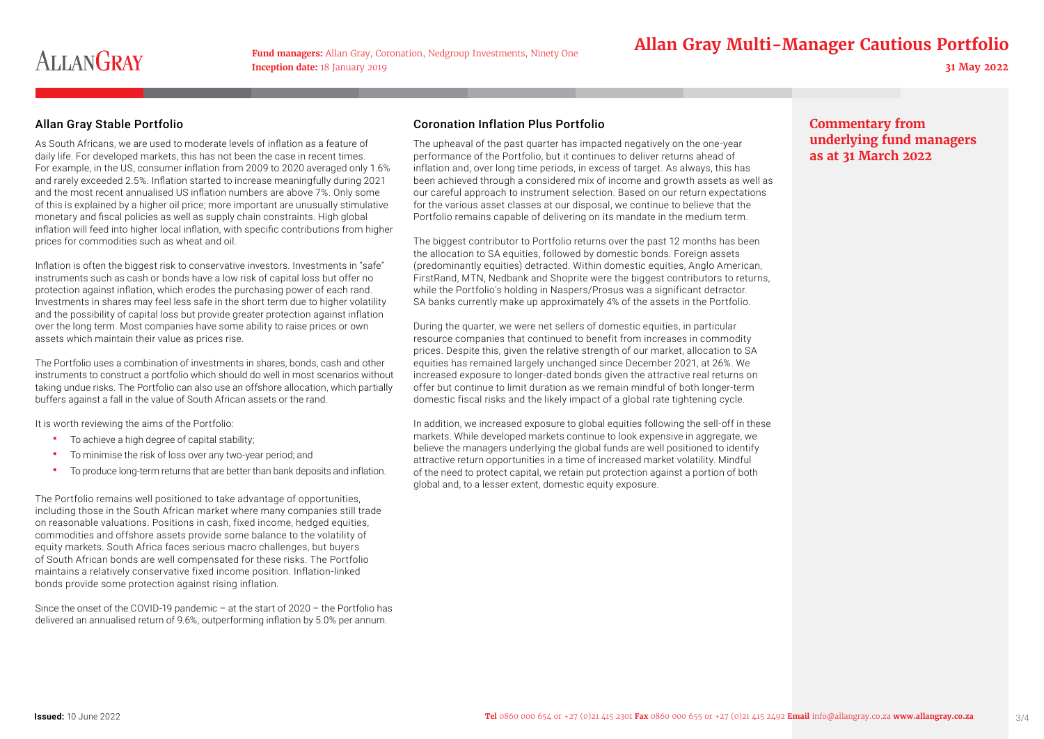## Commentary from underlying fund managers as at 31 March 2022

### Allan Gray Stable Portfolio

As South Africans, we are used to moderate levels of inflation as a feature of daily life. For developed markets, this has not been the case in recent times. For example, in the US, consumer inflation from 2009 to 2020 averaged only 1.6% and rarely exceeded 2.5%. Inflation started to increase meaningfully during 2021 and the most recent annualised US inflation numbers are above 7%. Only some of this is explained by a higher oil price; more important are unusually stimulative monetary and fiscal policies as well as supply chain constraints. High global inflation will feed into higher local inflation, with specific contributions from higher prices for commodities such as wheat and oil.

Inflation is often the biggest risk to conservative investors. Investments in "safe" instruments such as cash or bonds have a low risk of capital loss but offer no protection against inflation, which erodes the purchasing power of each rand. Investments in shares may feel less safe in the short term due to higher volatility and the possibility of capital loss but provide greater protection against inflation over the long term. Most companies have some ability to raise prices or own assets which maintain their value as prices rise.

The Portfolio uses a combination of investments in shares, bonds, cash and other instruments to construct a portfolio which should do well in most scenarios without taking undue risks. The Portfolio can also use an offshore allocation, which partially buffers against a fall in the value of South African assets or the rand.

It is worth reviewing the aims of the Portfolio:

- To achieve a high degree of capital stability;
- To minimise the risk of loss over any two-year period; and
- To produce long-term returns that are better than bank deposits and inflation.

The Portfolio remains well positioned to take advantage of opportunities, including those in the South African market where many companies still trade on reasonable valuations. Positions in cash, fixed income, hedged equities, commodities and offshore assets provide some balance to the volatility of equity markets. South Africa faces serious macro challenges, but buyers of South African bonds are well compensated for these risks. The Portfolio maintains a relatively conservative fixed income position. Inflation-linked bonds provide some protection against rising inflation.

Since the onset of the COVID-19 pandemic – at the start of 2020 – the Portfolio has delivered an annualised return of 9.6%, outperforming inflation by 5.0% per annum.

### Coronation Inflation Plus Portfolio

The upheaval of the past quarter has impacted negatively on the one-year performance of the Portfolio, but it continues to deliver returns ahead of inflation and, over long time periods, in excess of target. As always, this has been achieved through a considered mix of income and growth assets as well as our careful approach to instrument selection. Based on our return expectations for the various asset classes at our disposal, we continue to believe that the Portfolio remains capable of delivering on its mandate in the medium term.

The biggest contributor to Portfolio returns over the past 12 months has been the allocation to SA equities, followed by domestic bonds. Foreign assets (predominantly equities) detracted. Within domestic equities, Anglo American, FirstRand, MTN, Nedbank and Shoprite were the biggest contributors to returns, while the Portfolio's holding in Naspers/Prosus was a significant detractor. SA banks currently make up approximately 4% of the assets in the Portfolio.

During the quarter, we were net sellers of domestic equities, in particular resource companies that continued to benefit from increases in commodity prices. Despite this, given the relative strength of our market, allocation to SA equities has remained largely unchanged since December 2021, at 26%. We increased exposure to longer-dated bonds given the attractive real returns on offer but continue to limit duration as we remain mindful of both longer-term domestic fiscal risks and the likely impact of a global rate tightening cycle.

In addition, we increased exposure to global equities following the sell-off in these markets. While developed markets continue to look expensive in aggregate, we believe the managers underlying the global funds are well positioned to identify attractive return opportunities in a time of increased market volatility. Mindful of the need to protect capital, we retain put protection against a portion of both global and, to a lesser extent, domestic equity exposure.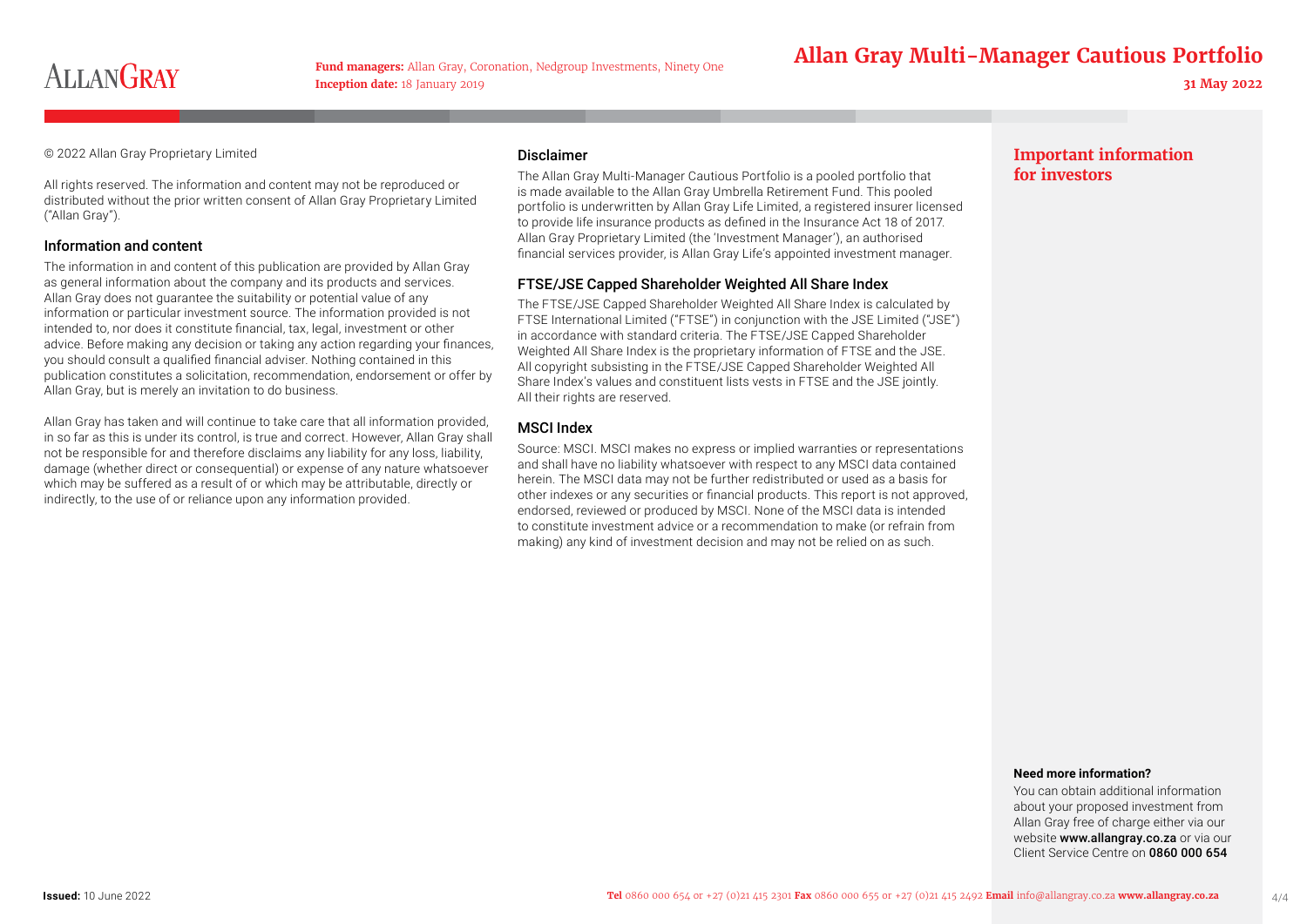© 2022 Allan Gray Proprietary Limited

All rights reserved. The information and content may not be reproduced or distributed without the prior written consent of Allan Gray Proprietary Limited ("Allan Gray").

### Information and content

The information in and content of this publication are provided by Allan Gray as general information about the company and its products and services. Allan Gray does not guarantee the suitability or potential value of any information or particular investment source. The information provided is not intended to, nor does it constitute financial, tax, legal, investment or other advice. Before making any decision or taking any action regarding your finances, you should consult a qualified financial adviser. Nothing contained in this publication constitutes a solicitation, recommendation, endorsement or offer by Allan Gray, but is merely an invitation to do business.

Allan Gray has taken and will continue to take care that all information provided, in so far as this is under its control, is true and correct. However, Allan Gray shall not be responsible for and therefore disclaims any liability for any loss, liability, damage (whether direct or consequential) or expense of any nature whatsoever which may be suffered as a result of or which may be attributable, directly or indirectly, to the use of or reliance upon any information provided.

### Disclaimer

The Allan Gray Multi-Manager Cautious Portfolio is a pooled portfolio that is made available to the Allan Gray Umbrella Retirement Fund. This pooled portfolio is underwritten by Allan Gray Life Limited, a registered insurer licensed to provide life insurance products as defined in the Insurance Act 18 of 2017. Allan Gray Proprietary Limited (the 'Investment Manager'), an authorised financial services provider, is Allan Gray Life's appointed investment manager.

### FTSE/JSE Capped Shareholder Weighted All Share Index

The FTSE/JSE Capped Shareholder Weighted All Share Index is calculated by FTSE International Limited ("FTSE") in conjunction with the JSE Limited ("JSE") in accordance with standard criteria. The FTSE/JSE Capped Shareholder Weighted All Share Index is the proprietary information of FTSE and the JSE. All copyright subsisting in the FTSE/JSE Capped Shareholder Weighted All Share Index's values and constituent lists vests in FTSE and the JSE jointly. All their rights are reserved.

### MSCI Index

Source: MSCI. MSCI makes no express or implied warranties or representations and shall have no liability whatsoever with respect to any MSCI data contained herein. The MSCI data may not be further redistributed or used as a basis for other indexes or any securities or financial products. This report is not approved, endorsed, reviewed or produced by MSCI. None of the MSCI data is intended to constitute investment advice or a recommendation to make (or refrain from making) any kind of investment decision and may not be relied on as such.

## Important information for investors

**Need more information?**

You can obtain additional information about your proposed investment from Allan Gray free of charge either via our website **www.allangray.co.za** or via our Client Service Centre on **0860 000 654**